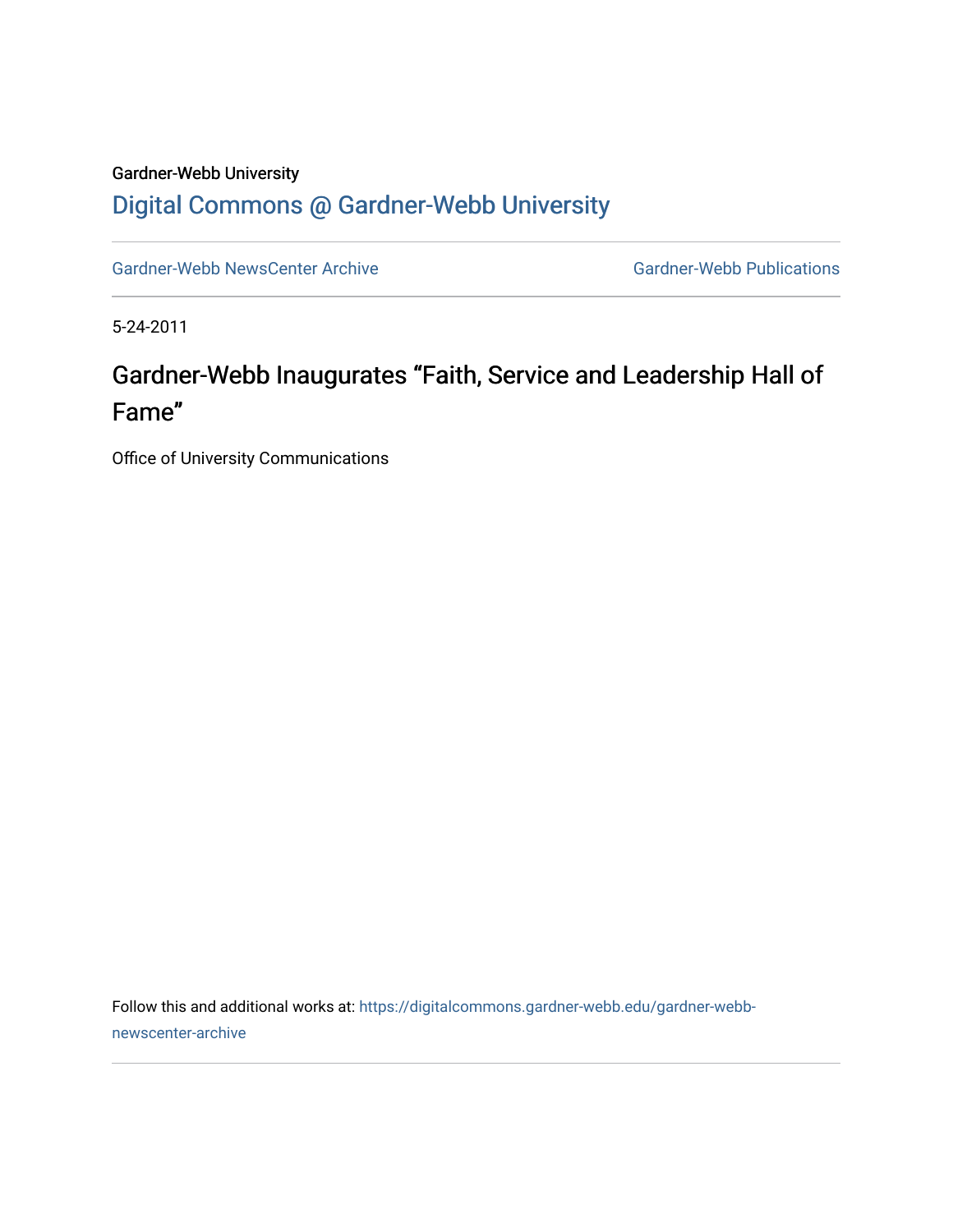Gardner-Webb University

## Digital Commons @ Gardner-Webb University

Gardner-Webb NewsCenter Archive | Gardner-Webb Publications

5-24-2011

# Gardner-Webb Inaugurates "Faith, Service and Leadership Hall of Fame"

Office of University Communications

Follow this and additional works at: https://digitalcommons.gardner-webb.edu/gardner-webb-newscenter-archive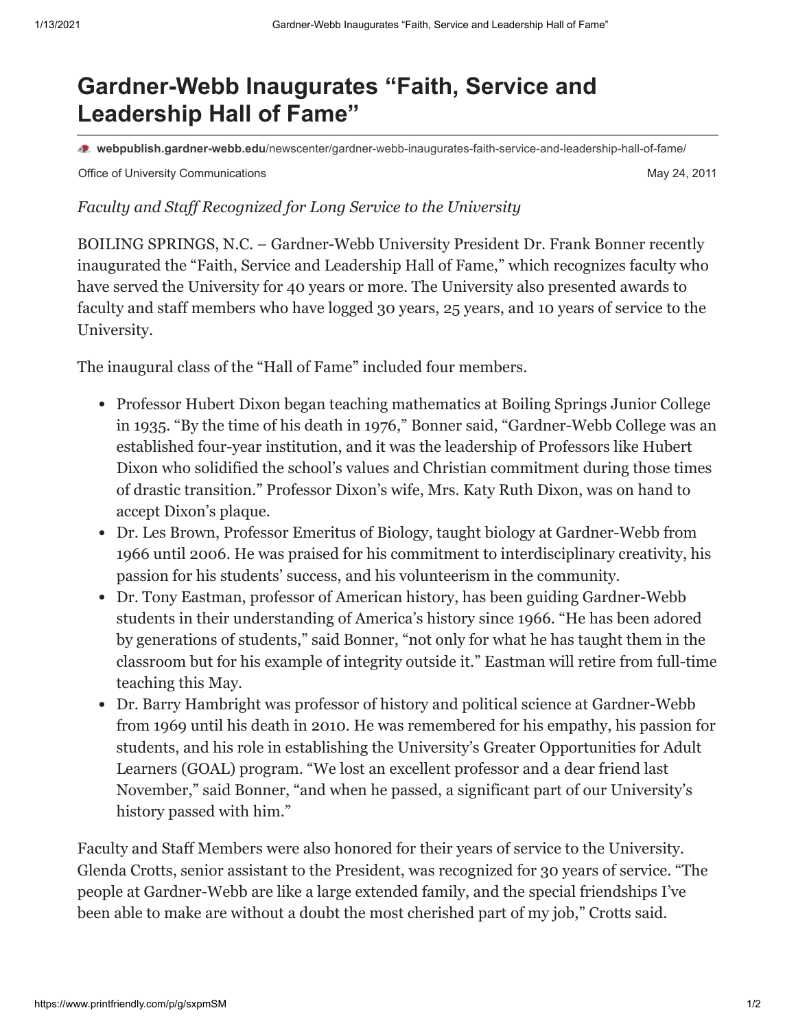# Gardner-Webb Inaugurates "Faith, Service and Leadership Hall of Fame"

webpublish.gardner-webb.edu/newscenter/gardner-webb-inaugurates-faith-service-and-leadership-hall-of-fame/

Office of University Communications May 24, 2011

*Faculty and Staff Recognized for Long Service to the University*

BOILING SPRINGS, N.C. – Gardner-Webb University President Dr. Frank Bonner recently inaugurated the "Faith, Service and Leadership Hall of Fame," which recognizes faculty who have served the University for 40 years or more. The University also presented awards to faculty and staff members who have logged 30 years, 25 years, and 10 years of service to the University.

The inaugural class of the "Hall of Fame" included four members.

- Professor Hubert Dixon began teaching mathematics at Boiling Springs Junior College in 1935. "By the time of his death in 1976," Bonner said, "Gardner-Webb College was an established four-year institution, and it was the leadership of Professors like Hubert Dixon who solidified the school's values and Christian commitment during those times of drastic transition." Professor Dixon's wife, Mrs. Katy Ruth Dixon, was on hand to accept Dixon's plaque.
- Dr. Les Brown, Professor Emeritus of Biology, taught biology at Gardner-Webb from 1966 until 2006. He was praised for his commitment to interdisciplinary creativity, his passion for his students' success, and his volunteerism in the community.
- Dr. Tony Eastman, professor of American history, has been guiding Gardner-Webb students in their understanding of America's history since 1966. "He has been adored by generations of students," said Bonner, "not only for what he has taught them in the classroom but for his example of integrity outside it." Eastman will retire from full-time teaching this May.
- Dr. Barry Hambright was professor of history and political science at Gardner-Webb from 1969 until his death in 2010. He was remembered for his empathy, his passion for students, and his role in establishing the University's Greater Opportunities for Adult Learners (GOAL) program. "We lost an excellent professor and a dear friend last November," said Bonner, "and when he passed, a significant part of our University's history passed with him."

Faculty and Staff Members were also honored for their years of service to the University. Glenda Crotts, senior assistant to the President, was recognized for 30 years of service. "The people at Gardner-Webb are like a large extended family, and the special friendships I've been able to make are without a doubt the most cherished part of my job," Crotts said.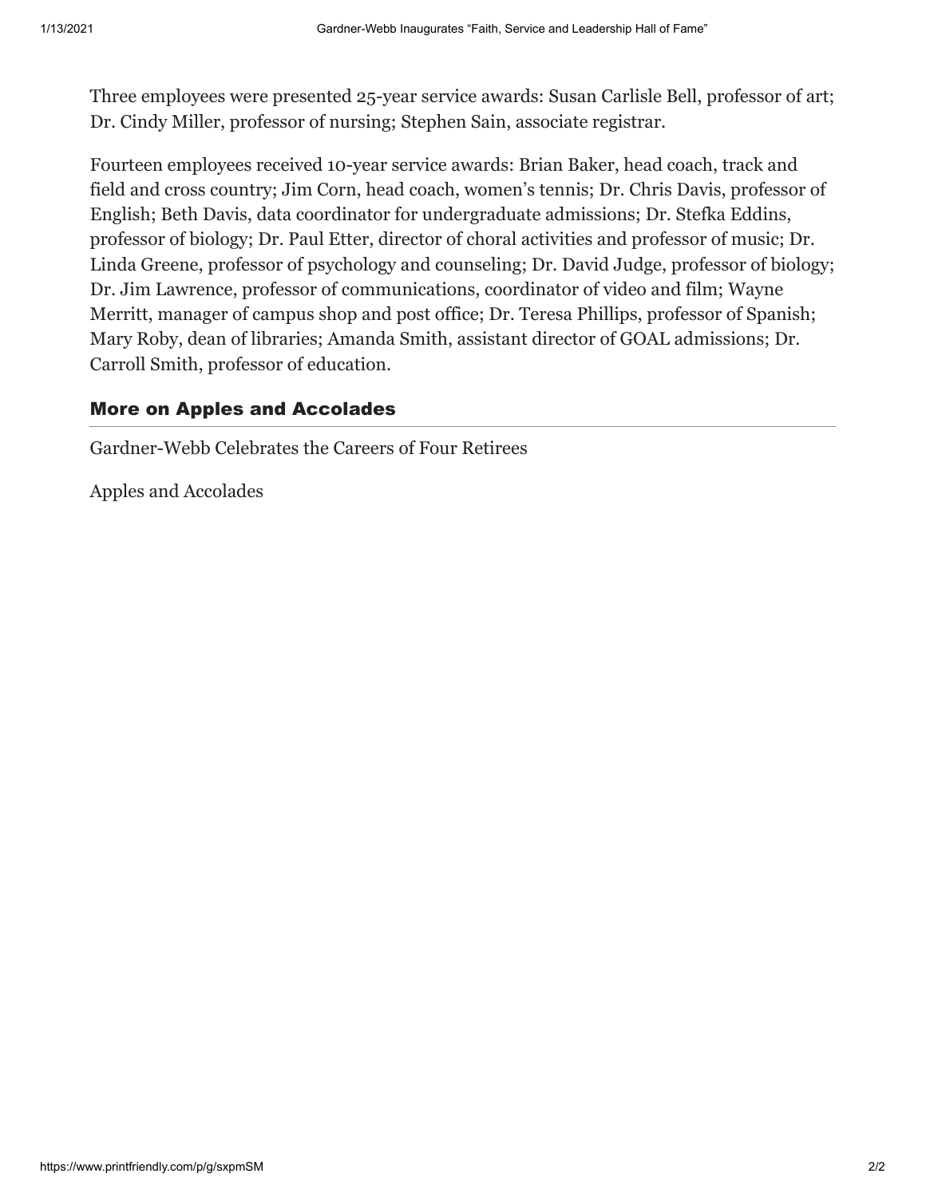Three employees were presented 25-year service awards: Susan Carlisle Bell, professor of art; Dr. Cindy Miller, professor of nursing; Stephen Sain, associate registrar.

Fourteen employees received 10-year service awards: Brian Baker, head coach, track and field and cross country; Jim Corn, head coach, women's tennis; Dr. Chris Davis, professor of English; Beth Davis, data coordinator for undergraduate admissions; Dr. Stefka Eddins, professor of biology; Dr. Paul Etter, director of choral activities and professor of music; Dr. Linda Greene, professor of psychology and counseling; Dr. David Judge, professor of biology; Dr. Jim Lawrence, professor of communications, coordinator of video and film; Wayne Merritt, manager of campus shop and post office; Dr. Teresa Phillips, professor of Spanish; Mary Roby, dean of libraries; Amanda Smith, assistant director of GOAL admissions; Dr. Carroll Smith, professor of education.

## More on Apples and Accolades

Gardner-Webb Celebrates the Careers of Four Retirees

Apples and Accolades